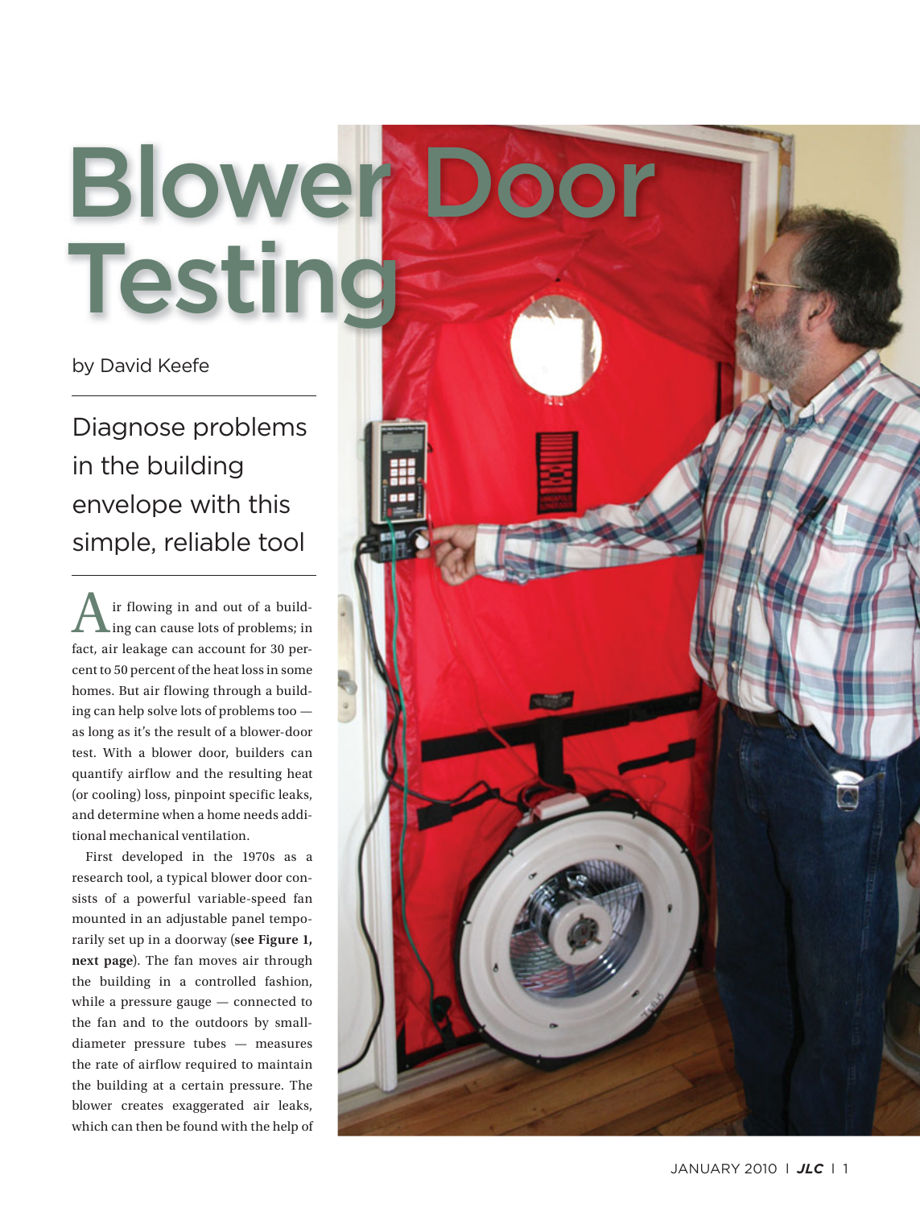# Blower Door Testing

by David Keefe

## Diagnose problems in the building envelope with this simple, reliable tool

Air flowing in and out of a building can cause lots of problems; in fact, air leakage can account for 30 percent to 50 percent of the heat loss in some homes. But air flowing through a building can help solve lots of problems too — as long as it's the result of a blower-door test. With a blower door, builders can quantify airflow and the resulting heat (or cooling) loss, pinpoint specific leaks, and determine when a home needs additional mechanical ventilation.

First developed in the 1970s as a research tool, a typical blower door consists of a powerful variable-speed fan mounted in an adjustable panel temporarily set up in a doorway (**see Figure 1, next page**). The fan moves air through the building in a controlled fashion, while a pressure gauge — connected to the fan and to the outdoors by small-diameter pressure tubes — measures the rate of airflow required to maintain the building at a certain pressure. The blower creates exaggerated air leaks, which can then be found with the help of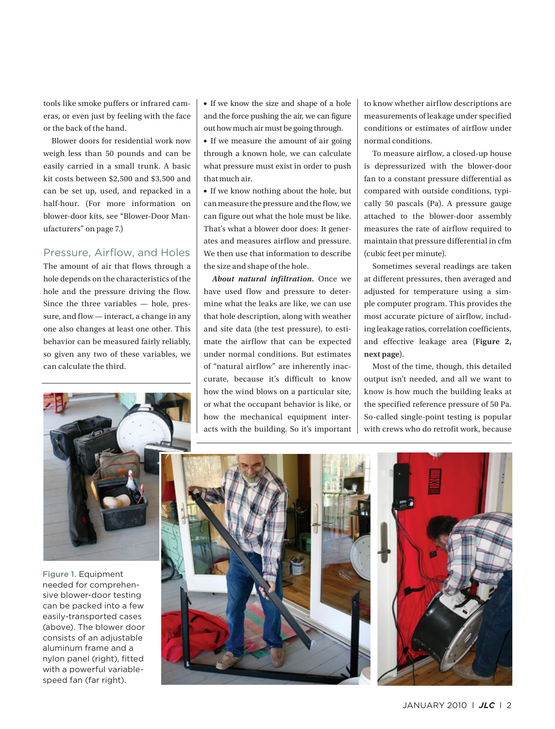tools like smoke puffers or infrared cameras, or even just by feeling with the face or the back of the hand.

Blower doors for residential work now weigh less than 50 pounds and can be easily carried in a small trunk. A basic kit costs between $2,500 and $3,500 and can be set up, used, and repacked in a half-hour. (For more information on blower-door kits, see "Blower-Door Manufacturers" on page 7.)

## Pressure, Airflow, and Holes

The amount of air that flows through a hole depends on the characteristics of the hole and the pressure driving the flow. Since the three variables — hole, pressure, and flow — interact, a change in any one also changes at least one other. This behavior can be measured fairly reliably, so given any two of these variables, we can calculate the third.

- If we know the size and shape of a hole and the force pushing the air, we can figure out how much air must be going through.
- If we measure the amount of air going through a known hole, we can calculate what pressure must exist in order to push that much air.
- If we know nothing about the hole, but can measure the pressure and the flow, we can figure out what the hole must be like. That's what a blower door does: It generates and measures airflow and pressure. We then use that information to describe the size and shape of the hole.

***About natural infiltration.*** Once we have used flow and pressure to determine what the leaks are like, we can use that hole description, along with weather and site data (the test pressure), to estimate the airflow that can be expected under normal conditions. But estimates of "natural airflow" are inherently inaccurate, because it's difficult to know how the wind blows on a particular site, or what the occupant behavior is like, or how the mechanical equipment interacts with the building. So it's important to know whether airflow descriptions are measurements of leakage under specified conditions or estimates of airflow under normal conditions.

To measure airflow, a closed-up house is depressurized with the blower-door fan to a constant pressure differential as compared with outside conditions, typically 50 pascals (Pa). A pressure gauge attached to the blower-door assembly measures the rate of airflow required to maintain that pressure differential in cfm (cubic feet per minute).

Sometimes several readings are taken at different pressures, then averaged and adjusted for temperature using a simple computer program. This provides the most accurate picture of airflow, including leakage ratios, correlation coefficients, and effective leakage area (**Figure 2, next page**).

Most of the time, though, this detailed output isn't needed, and all we want to know is how much the building leaks at the specified reference pressure of 50 Pa. So-called single-point testing is popular with crews who do retrofit work, because

Figure 1. Equipment needed for comprehensive blower-door testing can be packed into a few easily-transported cases (above). The blower door consists of an adjustable aluminum frame and a nylon panel (right), fitted with a powerful variable-speed fan (far right).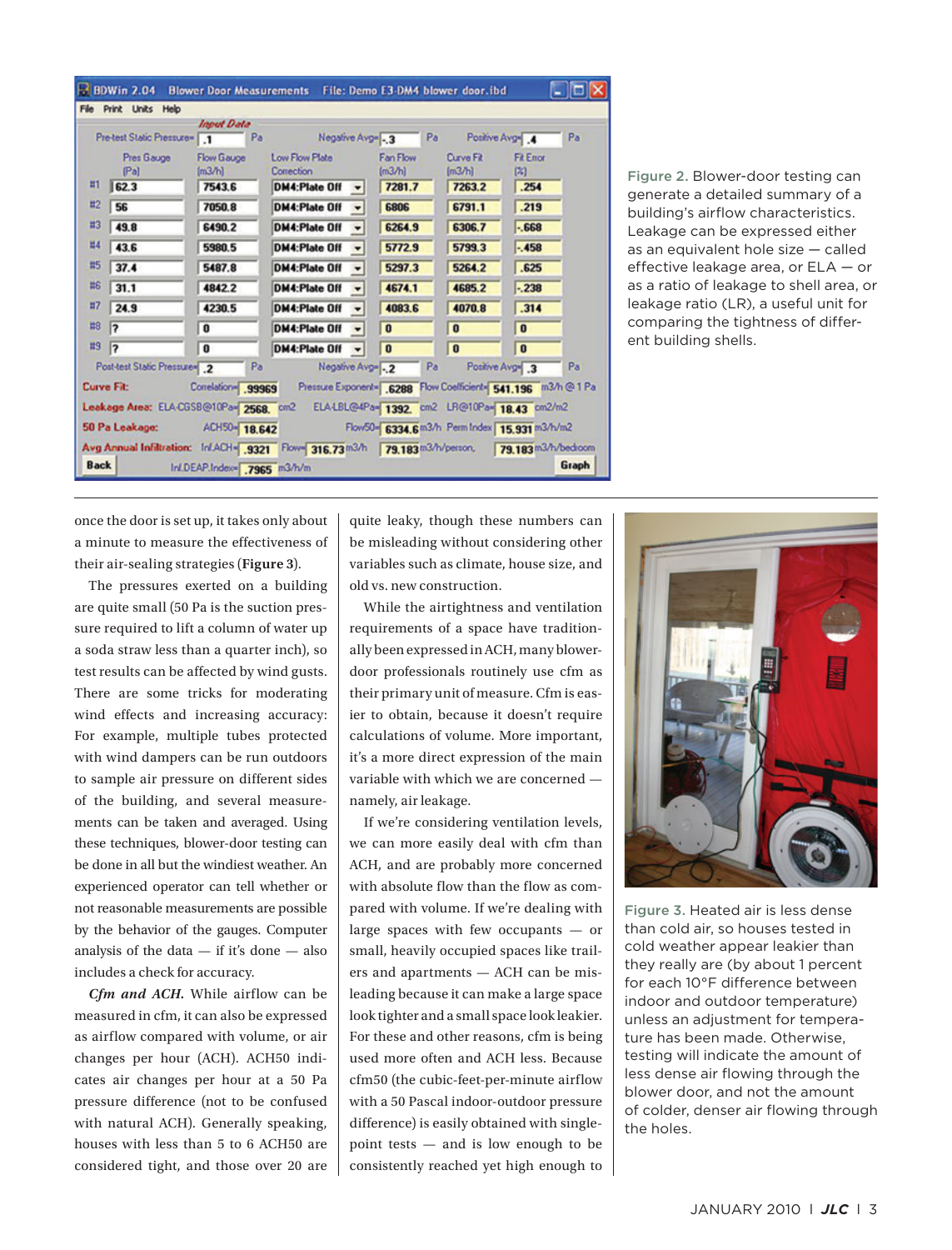Figure 2. Blower-door testing can generate a detailed summary of a building's airflow characteristics. Leakage can be expressed either as an equivalent hole size — called effective leakage area, or ELA — or as a ratio of leakage to shell area, or leakage ratio (LR), a useful unit for comparing the tightness of different building shells.

once the door is set up, it takes only about a minute to measure the effectiveness of their air-sealing strategies (**Figure 3**).

The pressures exerted on a building are quite small (50 Pa is the suction pressure required to lift a column of water up a soda straw less than a quarter inch), so test results can be affected by wind gusts. There are some tricks for moderating wind effects and increasing accuracy: For example, multiple tubes protected with wind dampers can be run outdoors to sample air pressure on different sides of the building, and several measurements can be taken and averaged. Using these techniques, blower-door testing can be done in all but the windiest weather. An experienced operator can tell whether or not reasonable measurements are possible by the behavior of the gauges. Computer analysis of the data — if it's done — also includes a check for accuracy.

***Cfm and ACH.*** While airflow can be measured in cfm, it can also be expressed as airflow compared with volume, or air changes per hour (ACH). ACH50 indicates air changes per hour at a 50 Pa pressure difference (not to be confused with natural ACH). Generally speaking, houses with less than 5 to 6 ACH50 are considered tight, and those over 20 are quite leaky, though these numbers can be misleading without considering other variables such as climate, house size, and old vs. new construction.

While the airtightness and ventilation requirements of a space have traditionally been expressed in ACH, many blower-door professionals routinely use cfm as their primary unit of measure. Cfm is easier to obtain, because it doesn't require calculations of volume. More important, it's a more direct expression of the main variable with which we are concerned — namely, air leakage.

If we're considering ventilation levels, we can more easily deal with cfm than ACH, and are probably more concerned with absolute flow than the flow as compared with volume. If we're dealing with large spaces with few occupants — or small, heavily occupied spaces like trailers and apartments — ACH can be misleading because it can make a large space look tighter and a small space look leakier. For these and other reasons, cfm is being used more often and ACH less. Because cfm50 (the cubic-feet-per-minute airflow with a 50 Pascal indoor-outdoor pressure difference) is easily obtained with single-point tests — and is low enough to be consistently reached yet high enough to

Figure 3. Heated air is less dense than cold air, so houses tested in cold weather appear leakier than they really are (by about 1 percent for each 10°F difference between indoor and outdoor temperature) unless an adjustment for temperature has been made. Otherwise, testing will indicate the amount of less dense air flowing through the blower door, and not the amount of colder, denser air flowing through the holes.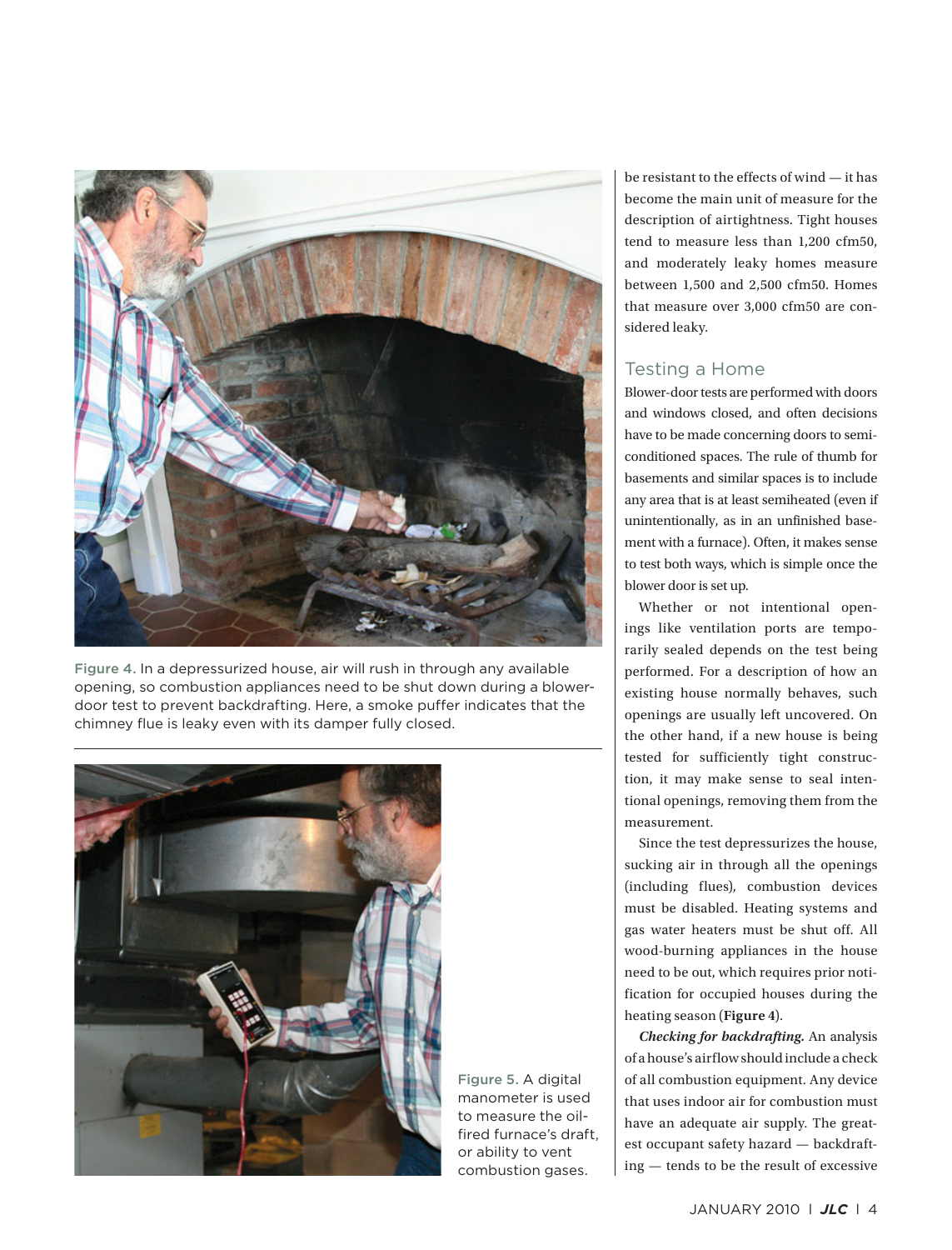Figure 4. In a depressurized house, air will rush in through any available opening, so combustion appliances need to be shut down during a blower-door test to prevent backdrafting. Here, a smoke puffer indicates that the chimney flue is leaky even with its damper fully closed.

Figure 5. A digital manometer is used to measure the oil-fired furnace's draft, or ability to vent combustion gases.

be resistant to the effects of wind — it has become the main unit of measure for the description of airtightness. Tight houses tend to measure less than 1,200 cfm50, and moderately leaky homes measure between 1,500 and 2,500 cfm50. Homes that measure over 3,000 cfm50 are considered leaky.

## Testing a Home

Blower-door tests are performed with doors and windows closed, and often decisions have to be made concerning doors to semiconditioned spaces. The rule of thumb for basements and similar spaces is to include any area that is at least semiheated (even if unintentionally, as in an unfinished basement with a furnace). Often, it makes sense to test both ways, which is simple once the blower door is set up.

Whether or not intentional openings like ventilation ports are temporarily sealed depends on the test being performed. For a description of how an existing house normally behaves, such openings are usually left uncovered. On the other hand, if a new house is being tested for sufficiently tight construction, it may make sense to seal intentional openings, removing them from the measurement.

Since the test depressurizes the house, sucking air in through all the openings (including flues), combustion devices must be disabled. Heating systems and gas water heaters must be shut off. All wood-burning appliances in the house need to be out, which requires prior notification for occupied houses during the heating season (**Figure 4**).

***Checking for backdrafting.*** An analysis of a house's airflow should include a check of all combustion equipment. Any device that uses indoor air for combustion must have an adequate air supply. The greatest occupant safety hazard — backdrafting — tends to be the result of excessive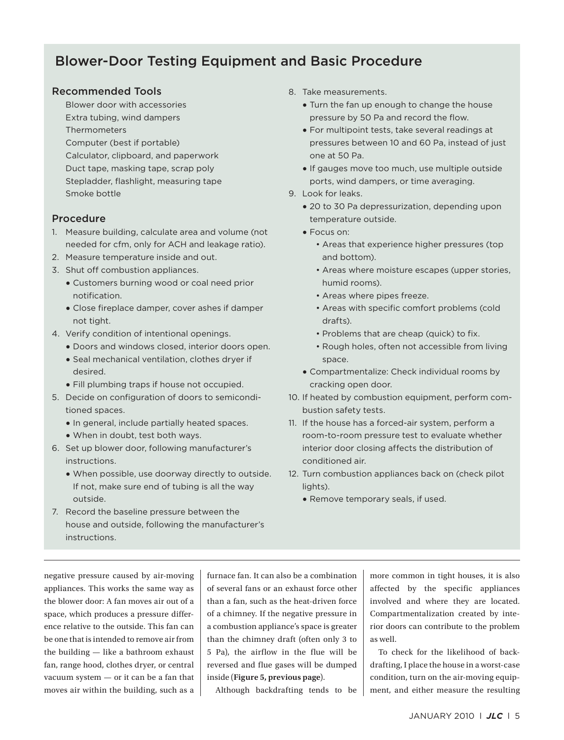## Blower-Door Testing Equipment and Basic Procedure

### Recommended Tools

Blower door with accessories
Extra tubing, wind dampers
Thermometers
Computer (best if portable)
Calculator, clipboard, and paperwork
Duct tape, masking tape, scrap poly
Stepladder, flashlight, measuring tape
Smoke bottle

### Procedure

1. Measure building, calculate area and volume (not needed for cfm, only for ACH and leakage ratio).
2. Measure temperature inside and out.
3. Shut off combustion appliances.
   - Customers burning wood or coal need prior notification.
   - Close fireplace damper, cover ashes if damper not tight.
4. Verify condition of intentional openings.
   - Doors and windows closed, interior doors open.
   - Seal mechanical ventilation, clothes dryer if desired.
   - Fill plumbing traps if house not occupied.
5. Decide on configuration of doors to semiconditioned spaces.
   - In general, include partially heated spaces.
   - When in doubt, test both ways.
6. Set up blower door, following manufacturer's instructions.
   - When possible, use doorway directly to outside. If not, make sure end of tubing is all the way outside.
7. Record the baseline pressure between the house and outside, following the manufacturer's instructions.
8. Take measurements.
   - Turn the fan up enough to change the house pressure by 50 Pa and record the flow.
   - For multipoint tests, take several readings at pressures between 10 and 60 Pa, instead of just one at 50 Pa.
   - If gauges move too much, use multiple outside ports, wind dampers, or time averaging.
9. Look for leaks.
   - 20 to 30 Pa depressurization, depending upon temperature outside.
   - Focus on:
     - Areas that experience higher pressures (top and bottom).
     - Areas where moisture escapes (upper stories, humid rooms).
     - Areas where pipes freeze.
     - Areas with specific comfort problems (cold drafts).
     - Problems that are cheap (quick) to fix.
     - Rough holes, often not accessible from living space.
   - Compartmentalize: Check individual rooms by cracking open door.
10. If heated by combustion equipment, perform combustion safety tests.
11. If the house has a forced-air system, perform a room-to-room pressure test to evaluate whether interior door closing affects the distribution of conditioned air.
12. Turn combustion appliances back on (check pilot lights).
    - Remove temporary seals, if used.

---

negative pressure caused by air-moving appliances. This works the same way as the blower door: A fan moves air out of a space, which produces a pressure difference relative to the outside. This fan can be one that is intended to remove air from the building — like a bathroom exhaust fan, range hood, clothes dryer, or central vacuum system — or it can be a fan that moves air within the building, such as a furnace fan. It can also be a combination of several fans or an exhaust force other than a fan, such as the heat-driven force of a chimney. If the negative pressure in a combustion appliance's space is greater than the chimney draft (often only 3 to 5 Pa), the airflow in the flue will be reversed and flue gases will be dumped inside (**Figure 5, previous page**).

Although backdrafting tends to be more common in tight houses, it is also affected by the specific appliances involved and where they are located. Compartmentalization created by interior doors can contribute to the problem as well.

To check for the likelihood of backdrafting, I place the house in a worst-case condition, turn on the air-moving equipment, and either measure the resulting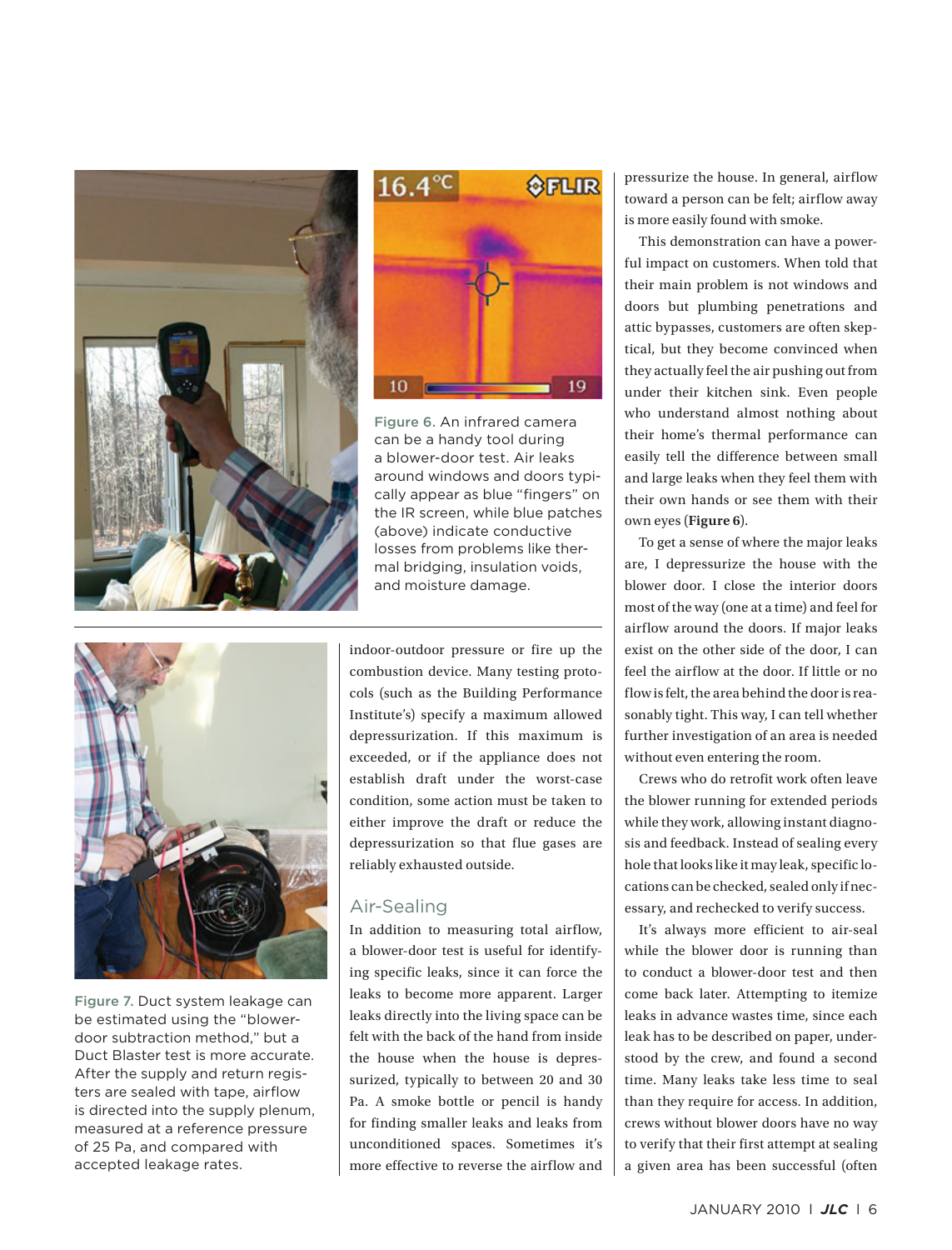Figure 6. An infrared camera can be a handy tool during a blower-door test. Air leaks around windows and doors typically appear as blue "fingers" on the IR screen, while blue patches (above) indicate conductive losses from problems like thermal bridging, insulation voids, and moisture damage.

Figure 7. Duct system leakage can be estimated using the "blower-door subtraction method," but a Duct Blaster test is more accurate. After the supply and return registers are sealed with tape, airflow is directed into the supply plenum, measured at a reference pressure of 25 Pa, and compared with accepted leakage rates.

indoor-outdoor pressure or fire up the combustion device. Many testing protocols (such as the Building Performance Institute's) specify a maximum allowed depressurization. If this maximum is exceeded, or if the appliance does not establish draft under the worst-case condition, some action must be taken to either improve the draft or reduce the depressurization so that flue gases are reliably exhausted outside.

## Air-Sealing

In addition to measuring total airflow, a blower-door test is useful for identifying specific leaks, since it can force the leaks to become more apparent. Larger leaks directly into the living space can be felt with the back of the hand from inside the house when the house is depressurized, typically to between 20 and 30 Pa. A smoke bottle or pencil is handy for finding smaller leaks and leaks from unconditioned spaces. Sometimes it's more effective to reverse the airflow and pressurize the house. In general, airflow toward a person can be felt; airflow away is more easily found with smoke.

This demonstration can have a powerful impact on customers. When told that their main problem is not windows and doors but plumbing penetrations and attic bypasses, customers are often skeptical, but they become convinced when they actually feel the air pushing out from under their kitchen sink. Even people who understand almost nothing about their home's thermal performance can easily tell the difference between small and large leaks when they feel them with their own hands or see them with their own eyes (**Figure 6**).

To get a sense of where the major leaks are, I depressurize the house with the blower door. I close the interior doors most of the way (one at a time) and feel for airflow around the doors. If major leaks exist on the other side of the door, I can feel the airflow at the door. If little or no flow is felt, the area behind the door is reasonably tight. This way, I can tell whether further investigation of an area is needed without even entering the room.

Crews who do retrofit work often leave the blower running for extended periods while they work, allowing instant diagnosis and feedback. Instead of sealing every hole that looks like it may leak, specific locations can be checked, sealed only if necessary, and rechecked to verify success.

It's always more efficient to air-seal while the blower door is running than to conduct a blower-door test and then come back later. Attempting to itemize leaks in advance wastes time, since each leak has to be described on paper, understood by the crew, and found a second time. Many leaks take less time to seal than they require for access. In addition, crews without blower doors have no way to verify that their first attempt at sealing a given area has been successful (often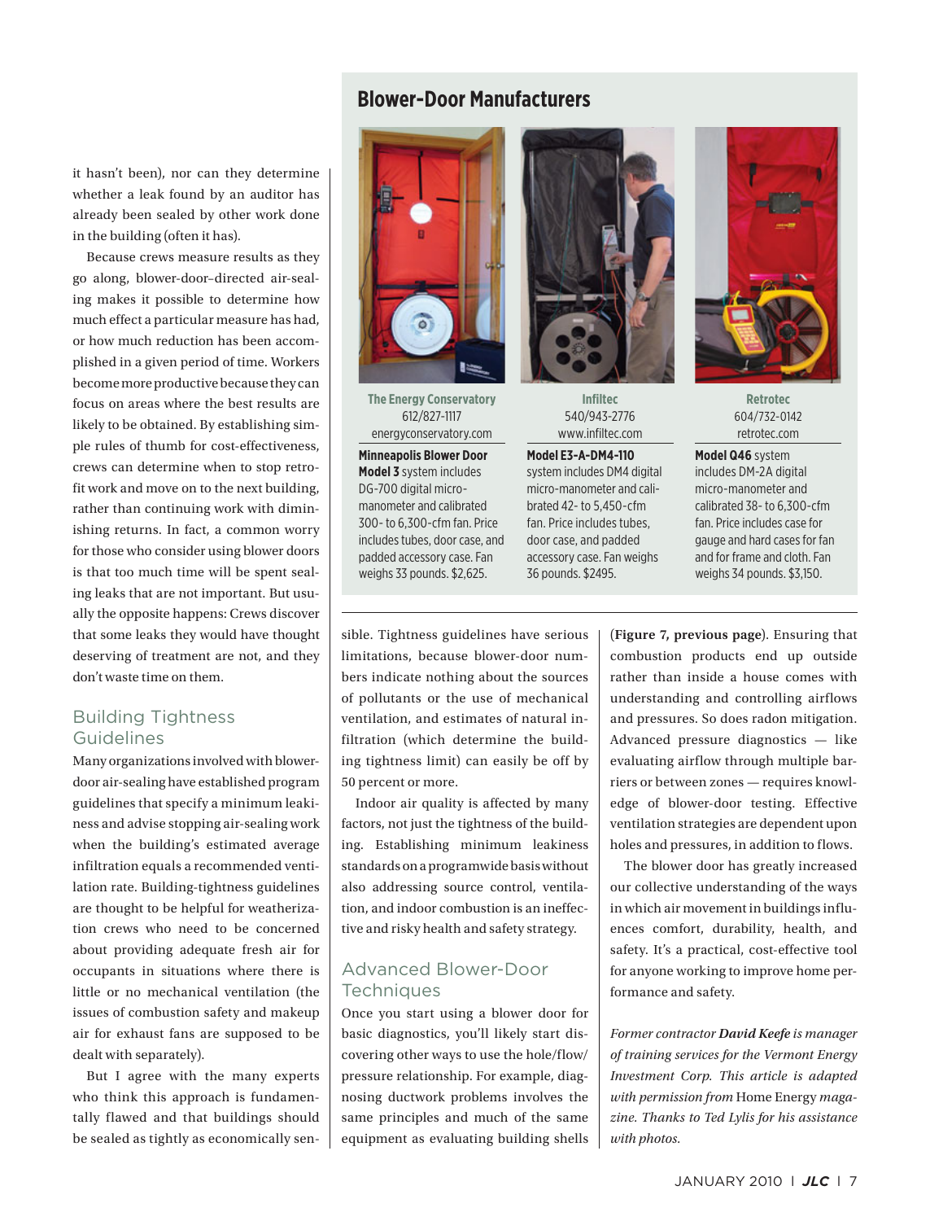it hasn't been), nor can they determine whether a leak found by an auditor has already been sealed by other work done in the building (often it has).

Because crews measure results as they go along, blower-door–directed air-sealing makes it possible to determine how much effect a particular measure has had, or how much reduction has been accomplished in a given period of time. Workers become more productive because they can focus on areas where the best results are likely to be obtained. By establishing simple rules of thumb for cost-effectiveness, crews can determine when to stop retrofit work and move on to the next building, rather than continuing work with diminishing returns. In fact, a common worry for those who consider using blower doors is that too much time will be spent sealing leaks that are not important. But usually the opposite happens: Crews discover that some leaks they would have thought deserving of treatment are not, and they don't waste time on them.

## Building Tightness Guidelines

Many organizations involved with blower-door air-sealing have established program guidelines that specify a minimum leakiness and advise stopping air-sealing work when the building's estimated average infiltration equals a recommended ventilation rate. Building-tightness guidelines are thought to be helpful for weatherization crews who need to be concerned about providing adequate fresh air for occupants in situations where there is little or no mechanical ventilation (the issues of combustion safety and makeup air for exhaust fans are supposed to be dealt with separately).

But I agree with the many experts who think this approach is fundamentally flawed and that buildings should be sealed as tightly as economically sensible. Tightness guidelines have serious limitations, because blower-door numbers indicate nothing about the sources of pollutants or the use of mechanical ventilation, and estimates of natural infiltration (which determine the building tightness limit) can easily be off by 50 percent or more.

Indoor air quality is affected by many factors, not just the tightness of the building. Establishing minimum leakiness standards on a programwide basis without also addressing source control, ventilation, and indoor combustion is an ineffective and risky health and safety strategy.

## Advanced Blower-Door Techniques

Once you start using a blower door for basic diagnostics, you'll likely start discovering other ways to use the hole/flow/pressure relationship. For example, diagnosing ductwork problems involves the same principles and much of the same equipment as evaluating building shells (**Figure 7, previous page**). Ensuring that combustion products end up outside rather than inside a house comes with understanding and controlling airflows and pressures. So does radon mitigation. Advanced pressure diagnostics — like evaluating airflow through multiple barriers or between zones — requires knowledge of blower-door testing. Effective ventilation strategies are dependent upon holes and pressures, in addition to flows.

The blower door has greatly increased our collective understanding of the ways in which air movement in buildings influences comfort, durability, health, and safety. It's a practical, cost-effective tool for anyone working to improve home performance and safety.

*Former contractor* ***David Keefe*** *is manager of training services for the Vermont Energy Investment Corp. This article is adapted with permission from* Home Energy *magazine. Thanks to Ted Lylis for his assistance with photos.*

## Blower-Door Manufacturers

**The Energy Conservatory**
612/827-1117
energyconservatory.com

**Minneapolis Blower Door Model 3** system includes DG-700 digital micro-manometer and calibrated 300- to 6,300-cfm fan. Price includes tubes, door case, and padded accessory case. Fan weighs 33 pounds. $2,625.

**Infiltec**
540/943-2776
www.infiltec.com

**Model E3-A-DM4-110** system includes DM4 digital micro-manometer and calibrated 42- to 5,450-cfm fan. Price includes tubes, door case, and padded accessory case. Fan weighs 36 pounds. $2495.

**Retrotec**
604/732-0142
retrotec.com

**Model Q46** system includes DM-2A digital micro-manometer and calibrated 38- to 6,300-cfm fan. Price includes case for gauge and hard cases for fan and for frame and cloth. Fan weighs 34 pounds. $3,150.